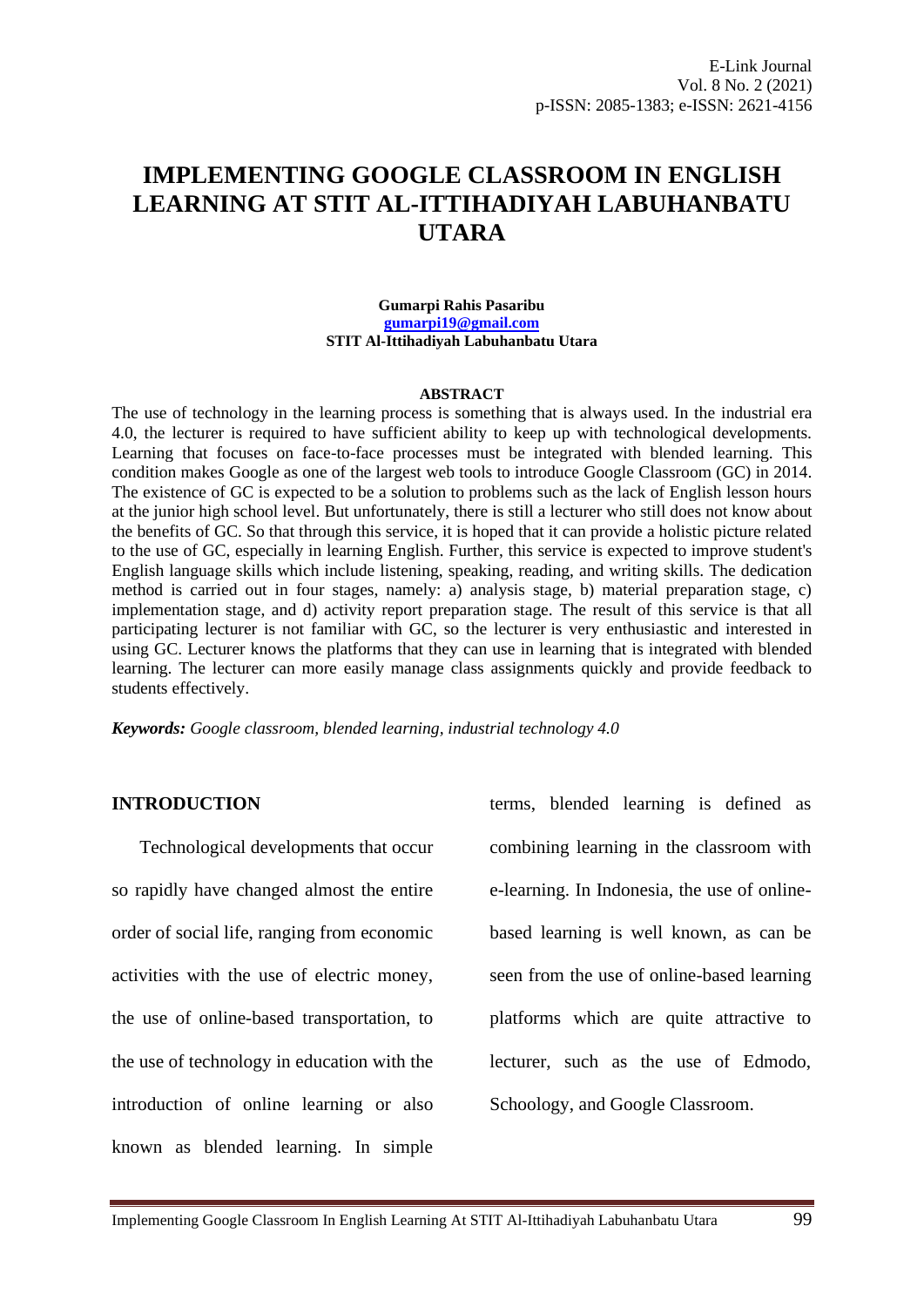# IMPLEMENTING GOOGLE CLASSROOM IN ENGLISH LEARNING AT STIT AL-ITTIHADIYAH LABUHANBATU UTARA

**Gumarpi Rahis Pasaribu**
**gumarpi19@gmail.com**
**STIT Al-Ittihadiyah Labuhanbatu Utara**

## ABSTRACT

The use of technology in the learning process is something that is always used. In the industrial era 4.0, the lecturer is required to have sufficient ability to keep up with technological developments. Learning that focuses on face-to-face processes must be integrated with blended learning. This condition makes Google as one of the largest web tools to introduce Google Classroom (GC) in 2014. The existence of GC is expected to be a solution to problems such as the lack of English lesson hours at the junior high school level. But unfortunately, there is still a lecturer who still does not know about the benefits of GC. So that through this service, it is hoped that it can provide a holistic picture related to the use of GC, especially in learning English. Further, this service is expected to improve student's English language skills which include listening, speaking, reading, and writing skills. The dedication method is carried out in four stages, namely: a) analysis stage, b) material preparation stage, c) implementation stage, and d) activity report preparation stage. The result of this service is that all participating lecturer is not familiar with GC, so the lecturer is very enthusiastic and interested in using GC. Lecturer knows the platforms that they can use in learning that is integrated with blended learning. The lecturer can more easily manage class assignments quickly and provide feedback to students effectively.

***Keywords:*** *Google classroom, blended learning, industrial technology 4.0*

## INTRODUCTION

Technological developments that occur so rapidly have changed almost the entire order of social life, ranging from economic activities with the use of electric money, the use of online-based transportation, to the use of technology in education with the introduction of online learning or also known as blended learning. In simple terms, blended learning is defined as combining learning in the classroom with e-learning. In Indonesia, the use of online-based learning is well known, as can be seen from the use of online-based learning platforms which are quite attractive to lecturer, such as the use of Edmodo, Schoology, and Google Classroom.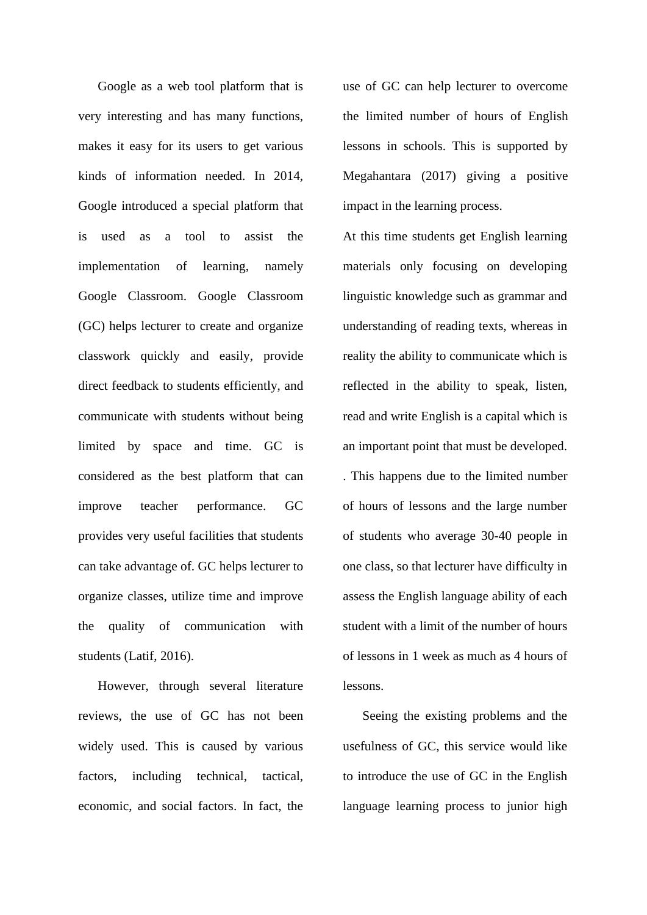Google as a web tool platform that is very interesting and has many functions, makes it easy for its users to get various kinds of information needed. In 2014, Google introduced a special platform that is used as a tool to assist the implementation of learning, namely Google Classroom. Google Classroom (GC) helps lecturer to create and organize classwork quickly and easily, provide direct feedback to students efficiently, and communicate with students without being limited by space and time. GC is considered as the best platform that can improve teacher performance. GC provides very useful facilities that students can take advantage of. GC helps lecturer to organize classes, utilize time and improve the quality of communication with students (Latif, 2016).

However, through several literature reviews, the use of GC has not been widely used. This is caused by various factors, including technical, tactical, economic, and social factors. In fact, the use of GC can help lecturer to overcome the limited number of hours of English lessons in schools. This is supported by Megahantara (2017) giving a positive impact in the learning process.

At this time students get English learning materials only focusing on developing linguistic knowledge such as grammar and understanding of reading texts, whereas in reality the ability to communicate which is reflected in the ability to speak, listen, read and write English is a capital which is an important point that must be developed. . This happens due to the limited number of hours of lessons and the large number of students who average 30-40 people in one class, so that lecturer have difficulty in assess the English language ability of each student with a limit of the number of hours of lessons in 1 week as much as 4 hours of lessons.

Seeing the existing problems and the usefulness of GC, this service would like to introduce the use of GC in the English language learning process to junior high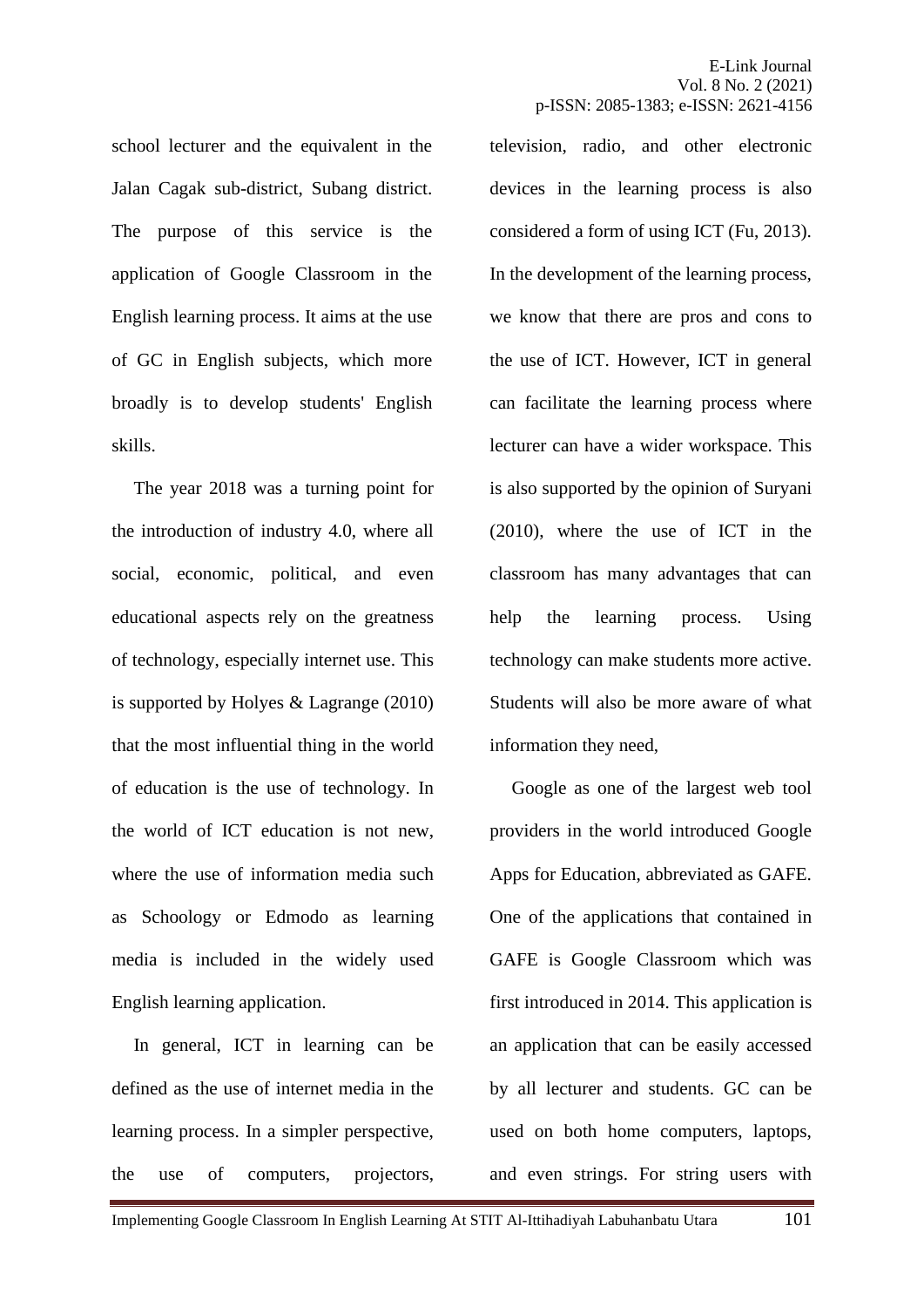school lecturer and the equivalent in the Jalan Cagak sub-district, Subang district. The purpose of this service is the application of Google Classroom in the English learning process. It aims at the use of GC in English subjects, which more broadly is to develop students' English skills.

The year 2018 was a turning point for the introduction of industry 4.0, where all social, economic, political, and even educational aspects rely on the greatness of technology, especially internet use. This is supported by Holyes & Lagrange (2010) that the most influential thing in the world of education is the use of technology. In the world of ICT education is not new, where the use of information media such as Schoology or Edmodo as learning media is included in the widely used English learning application.

In general, ICT in learning can be defined as the use of internet media in the learning process. In a simpler perspective, the use of computers, projectors, television, radio, and other electronic devices in the learning process is also considered a form of using ICT (Fu, 2013). In the development of the learning process, we know that there are pros and cons to the use of ICT. However, ICT in general can facilitate the learning process where lecturer can have a wider workspace. This is also supported by the opinion of Suryani (2010), where the use of ICT in the classroom has many advantages that can help the learning process. Using technology can make students more active. Students will also be more aware of what information they need,

Google as one of the largest web tool providers in the world introduced Google Apps for Education, abbreviated as GAFE. One of the applications that contained in GAFE is Google Classroom which was first introduced in 2014. This application is an application that can be easily accessed by all lecturer and students. GC can be used on both home computers, laptops, and even strings. For string users with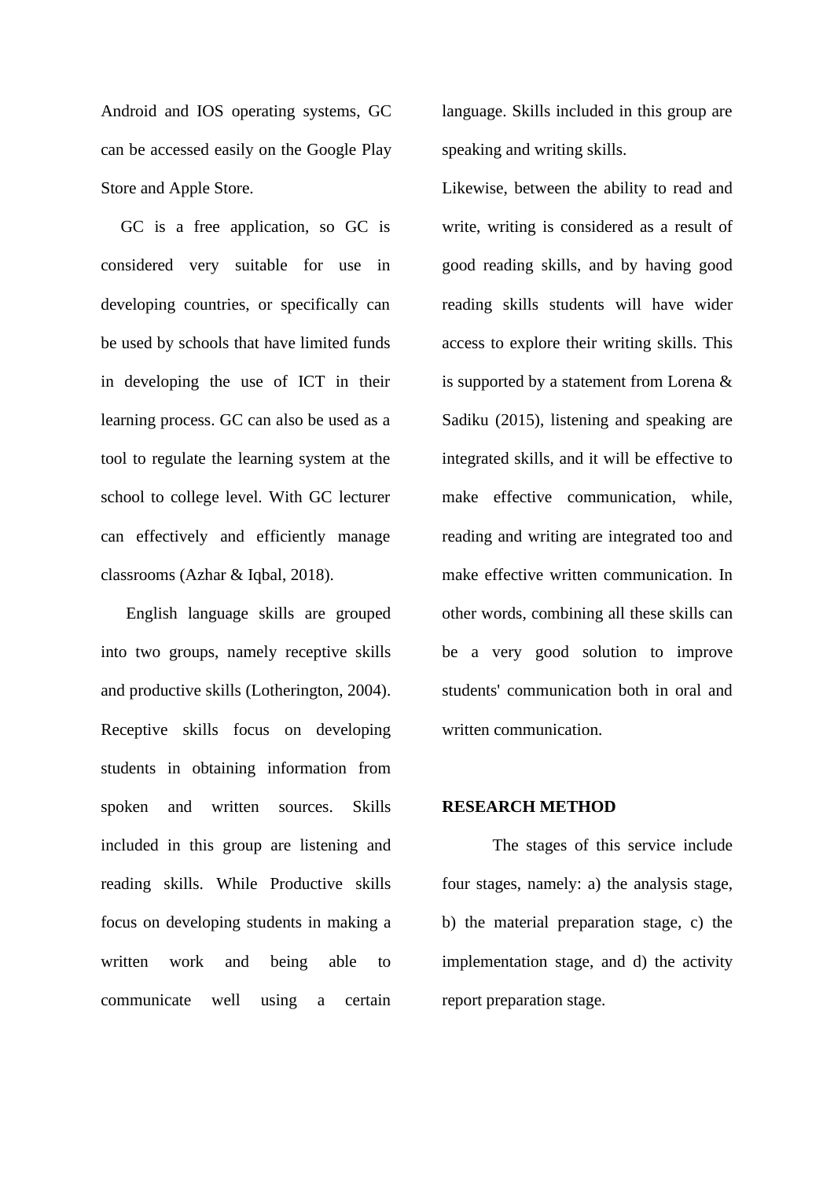Android and IOS operating systems, GC can be accessed easily on the Google Play Store and Apple Store.

GC is a free application, so GC is considered very suitable for use in developing countries, or specifically can be used by schools that have limited funds in developing the use of ICT in their learning process. GC can also be used as a tool to regulate the learning system at the school to college level. With GC lecturer can effectively and efficiently manage classrooms (Azhar & Iqbal, 2018).

English language skills are grouped into two groups, namely receptive skills and productive skills (Lotherington, 2004). Receptive skills focus on developing students in obtaining information from spoken and written sources. Skills included in this group are listening and reading skills. While Productive skills focus on developing students in making a written work and being able to communicate well using a certain language. Skills included in this group are speaking and writing skills.

Likewise, between the ability to read and write, writing is considered as a result of good reading skills, and by having good reading skills students will have wider access to explore their writing skills. This is supported by a statement from Lorena & Sadiku (2015), listening and speaking are integrated skills, and it will be effective to make effective communication, while, reading and writing are integrated too and make effective written communication. In other words, combining all these skills can be a very good solution to improve students' communication both in oral and written communication.

## RESEARCH METHOD

The stages of this service include four stages, namely: a) the analysis stage, b) the material preparation stage, c) the implementation stage, and d) the activity report preparation stage.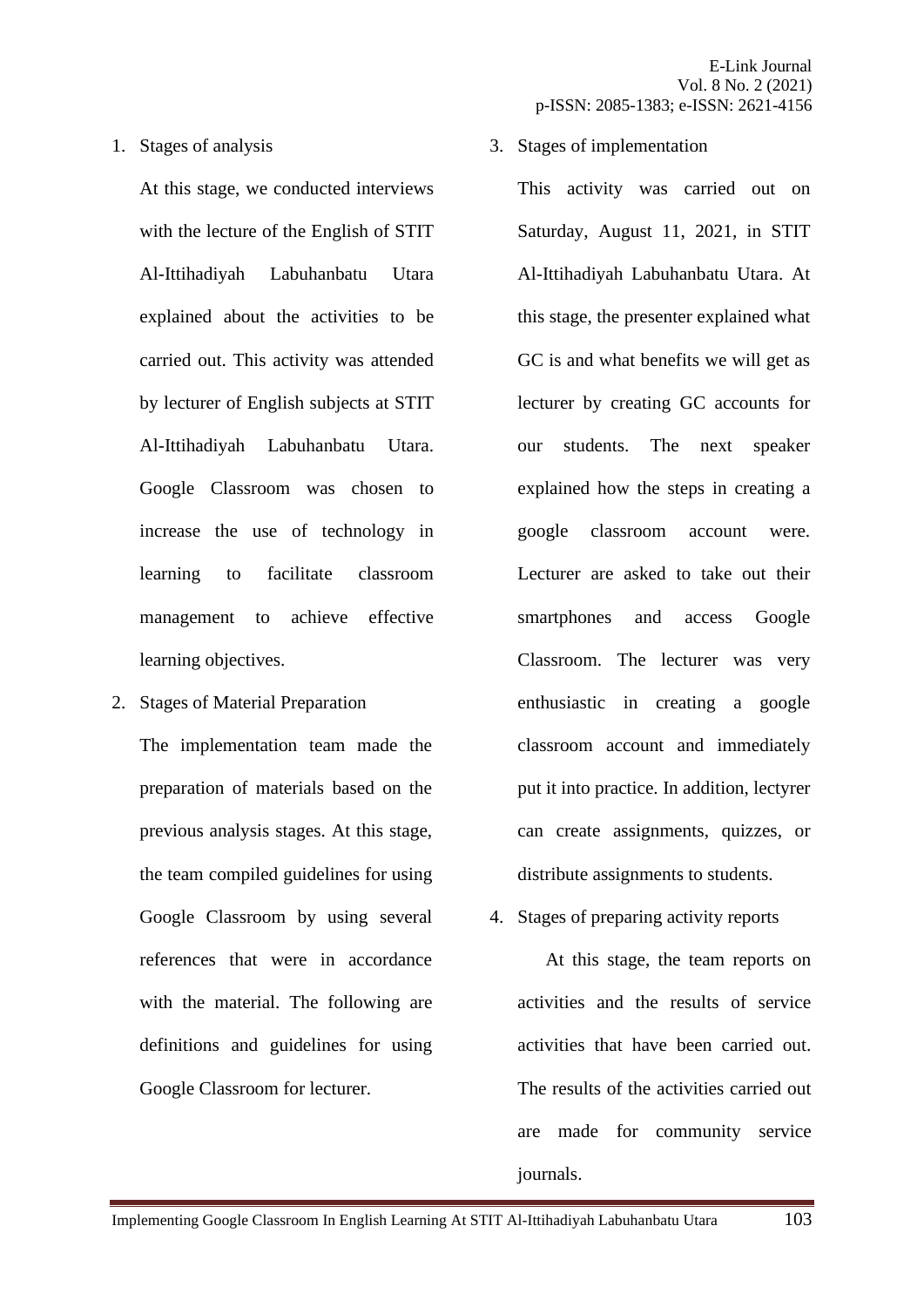1. Stages of analysis

   At this stage, we conducted interviews with the lecture of the English of STIT Al-Ittihadiyah Labuhanbatu Utara explained about the activities to be carried out. This activity was attended by lecturer of English subjects at STIT Al-Ittihadiyah Labuhanbatu Utara. Google Classroom was chosen to increase the use of technology in learning to facilitate classroom management to achieve effective learning objectives.

2. Stages of Material Preparation

   The implementation team made the preparation of materials based on the previous analysis stages. At this stage, the team compiled guidelines for using Google Classroom by using several references that were in accordance with the material. The following are definitions and guidelines for using Google Classroom for lecturer.

3. Stages of implementation

   This activity was carried out on Saturday, August 11, 2021, in STIT Al-Ittihadiyah Labuhanbatu Utara. At this stage, the presenter explained what GC is and what benefits we will get as lecturer by creating GC accounts for our students. The next speaker explained how the steps in creating a google classroom account were. Lecturer are asked to take out their smartphones and access Google Classroom. The lecturer was very enthusiastic in creating a google classroom account and immediately put it into practice. In addition, lectyrer can create assignments, quizzes, or distribute assignments to students.

4. Stages of preparing activity reports

   At this stage, the team reports on activities and the results of service activities that have been carried out. The results of the activities carried out are made for community service journals.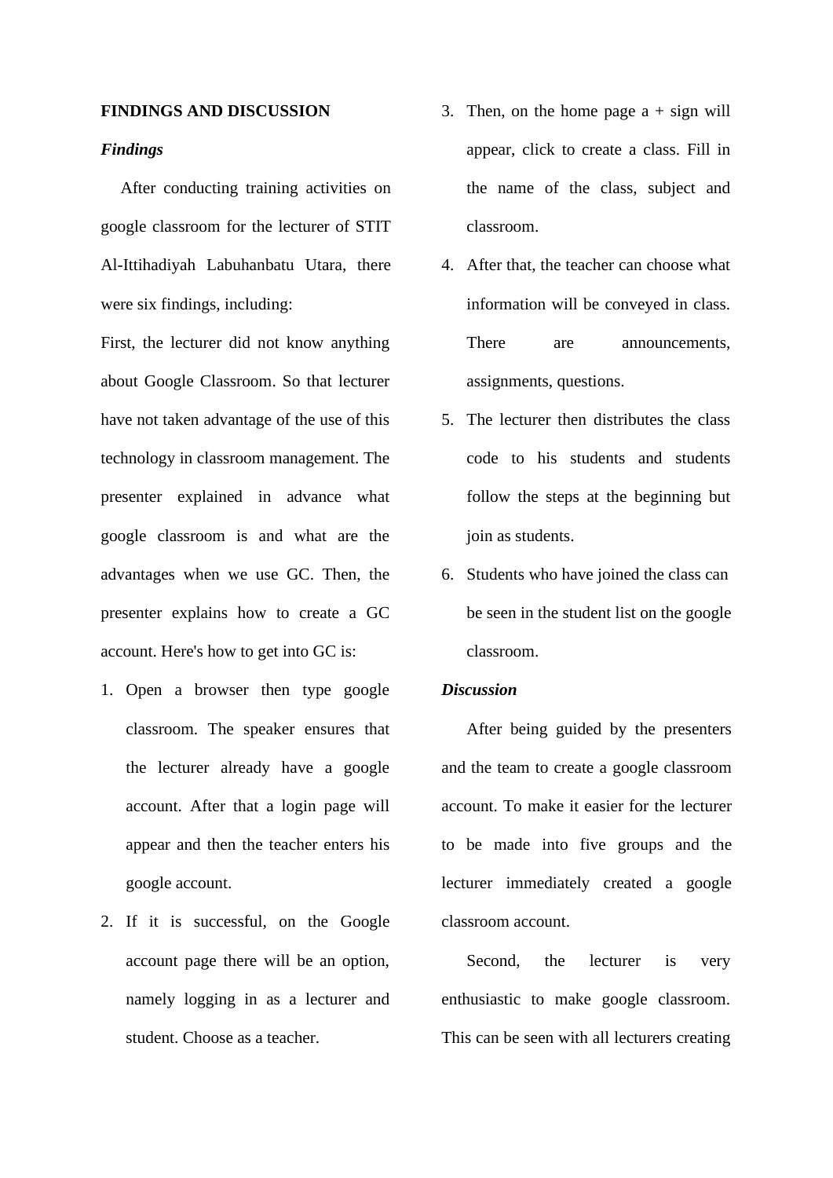## FINDINGS AND DISCUSSION

### *Findings*

After conducting training activities on google classroom for the lecturer of STIT Al-Ittihadiyah Labuhanbatu Utara, there were six findings, including:

First, the lecturer did not know anything about Google Classroom. So that lecturer have not taken advantage of the use of this technology in classroom management. The presenter explained in advance what google classroom is and what are the advantages when we use GC. Then, the presenter explains how to create a GC account. Here's how to get into GC is:

1. Open a browser then type google classroom. The speaker ensures that the lecturer already have a google account. After that a login page will appear and then the teacher enters his google account.
2. If it is successful, on the Google account page there will be an option, namely logging in as a lecturer and student. Choose as a teacher.
3. Then, on the home page a + sign will appear, click to create a class. Fill in the name of the class, subject and classroom.
4. After that, the teacher can choose what information will be conveyed in class. There are announcements, assignments, questions.
5. The lecturer then distributes the class code to his students and students follow the steps at the beginning but join as students.
6. Students who have joined the class can be seen in the student list on the google classroom.

### *Discussion*

After being guided by the presenters and the team to create a google classroom account. To make it easier for the lecturer to be made into five groups and the lecturer immediately created a google classroom account.

Second, the lecturer is very enthusiastic to make google classroom. This can be seen with all lecturers creating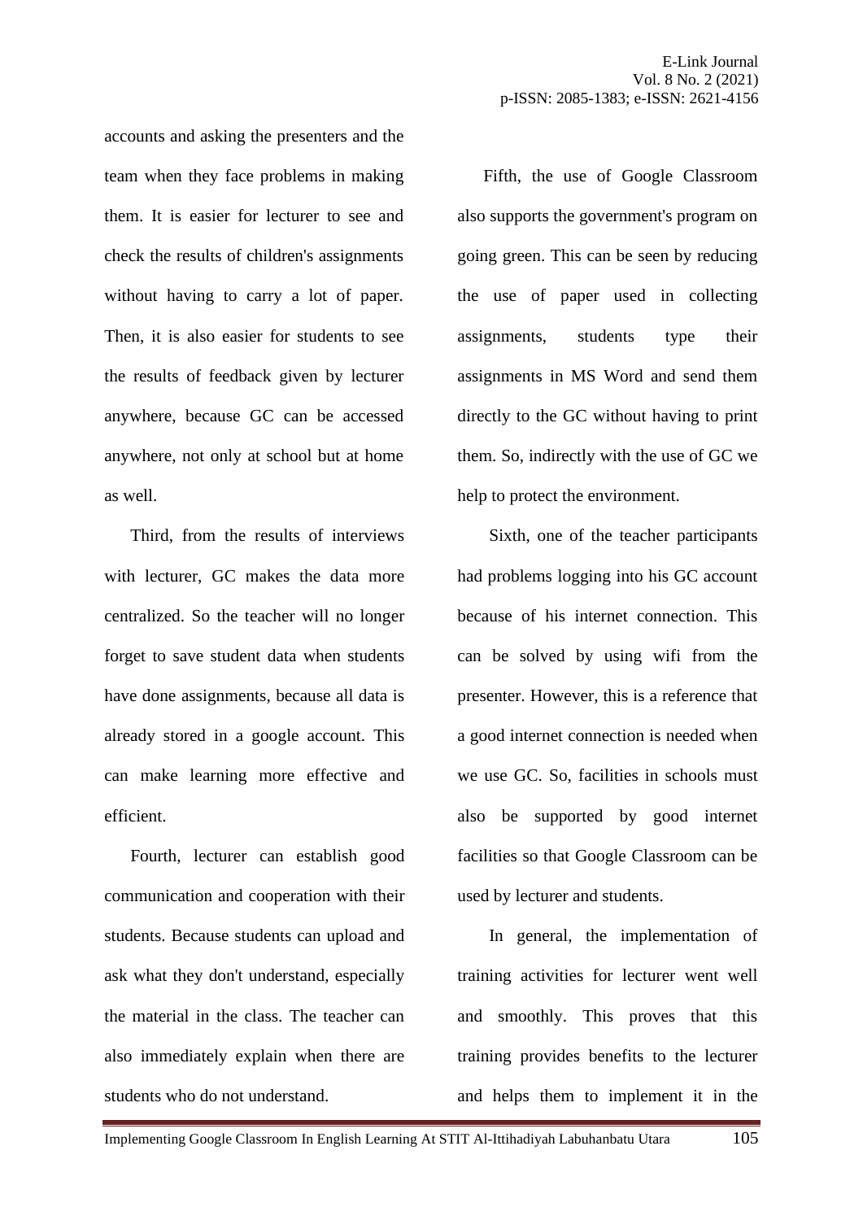accounts and asking the presenters and the team when they face problems in making them. It is easier for lecturer to see and check the results of children's assignments without having to carry a lot of paper. Then, it is also easier for students to see the results of feedback given by lecturer anywhere, because GC can be accessed anywhere, not only at school but at home as well.

Third, from the results of interviews with lecturer, GC makes the data more centralized. So the teacher will no longer forget to save student data when students have done assignments, because all data is already stored in a google account. This can make learning more effective and efficient.

Fourth, lecturer can establish good communication and cooperation with their students. Because students can upload and ask what they don't understand, especially the material in the class. The teacher can also immediately explain when there are students who do not understand.

Fifth, the use of Google Classroom also supports the government's program on going green. This can be seen by reducing the use of paper used in collecting assignments, students type their assignments in MS Word and send them directly to the GC without having to print them. So, indirectly with the use of GC we help to protect the environment.

Sixth, one of the teacher participants had problems logging into his GC account because of his internet connection. This can be solved by using wifi from the presenter. However, this is a reference that a good internet connection is needed when we use GC. So, facilities in schools must also be supported by good internet facilities so that Google Classroom can be used by lecturer and students.

In general, the implementation of training activities for lecturer went well and smoothly. This proves that this training provides benefits to the lecturer and helps them to implement it in the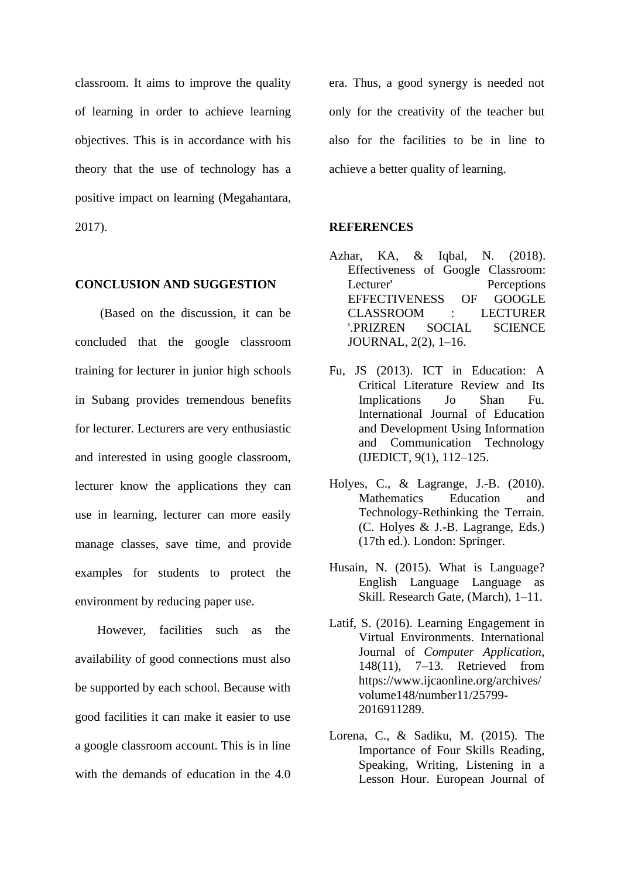classroom. It aims to improve the quality of learning in order to achieve learning objectives. This is in accordance with his theory that the use of technology has a positive impact on learning (Megahantara, 2017).

## CONCLUSION AND SUGGESTION

(Based on the discussion, it can be concluded that the google classroom training for lecturer in junior high schools in Subang provides tremendous benefits for lecturer. Lecturers are very enthusiastic and interested in using google classroom, lecturer know the applications they can use in learning, lecturer can more easily manage classes, save time, and provide examples for students to protect the environment by reducing paper use.

However, facilities such as the availability of good connections must also be supported by each school. Because with good facilities it can make it easier to use a google classroom account. This is in line with the demands of education in the 4.0 era. Thus, a good synergy is needed not only for the creativity of the teacher but also for the facilities to be in line to achieve a better quality of learning.

## REFERENCES

Azhar, KA, & Iqbal, N. (2018). Effectiveness of Google Classroom: Lecturer' Perceptions EFFECTIVENESS OF GOOGLE CLASSROOM : LECTURER '.PRIZREN SOCIAL SCIENCE JOURNAL, 2(2), 1–16.

Fu, JS (2013). ICT in Education: A Critical Literature Review and Its Implications Jo Shan Fu. International Journal of Education and Development Using Information and Communication Technology (IJEDICT, 9(1), 112–125.

Holyes, C., & Lagrange, J.-B. (2010). Mathematics Education and Technology-Rethinking the Terrain. (C. Holyes & J.-B. Lagrange, Eds.) (17th ed.). London: Springer.

Husain, N. (2015). What is Language? English Language Language as Skill. Research Gate, (March), 1–11.

Latif, S. (2016). Learning Engagement in Virtual Environments. International Journal of *Computer Application*, 148(11), 7–13. Retrieved from https://www.ijcaonline.org/archives/volume148/number11/25799-2016911289.

Lorena, C., & Sadiku, M. (2015). The Importance of Four Skills Reading, Speaking, Writing, Listening in a Lesson Hour. European Journal of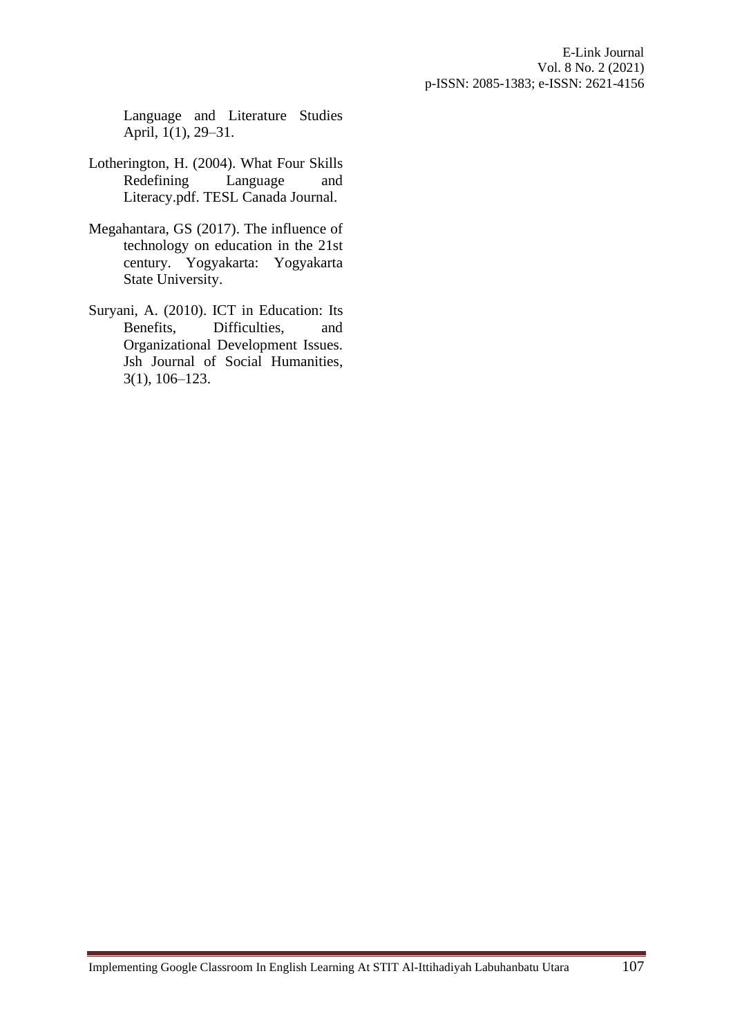Language and Literature Studies April, 1(1), 29–31.

Lotherington, H. (2004). What Four Skills Redefining Language and Literacy.pdf. TESL Canada Journal.

Megahantara, GS (2017). The influence of technology on education in the 21st century. Yogyakarta: Yogyakarta State University.

Suryani, A. (2010). ICT in Education: Its Benefits, Difficulties, and Organizational Development Issues. Jsh Journal of Social Humanities, 3(1), 106–123.